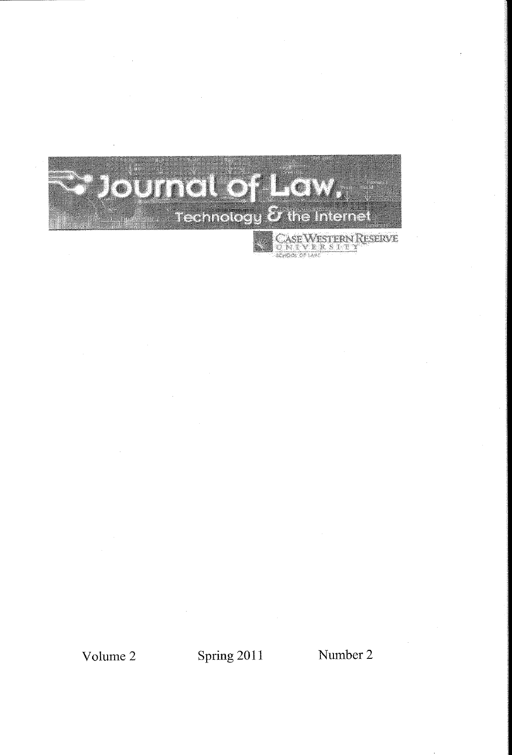# Journal of Law, Technology & the Internet

Case Western Reserve University School of Law

Volume 2 Spring 2011 Number 2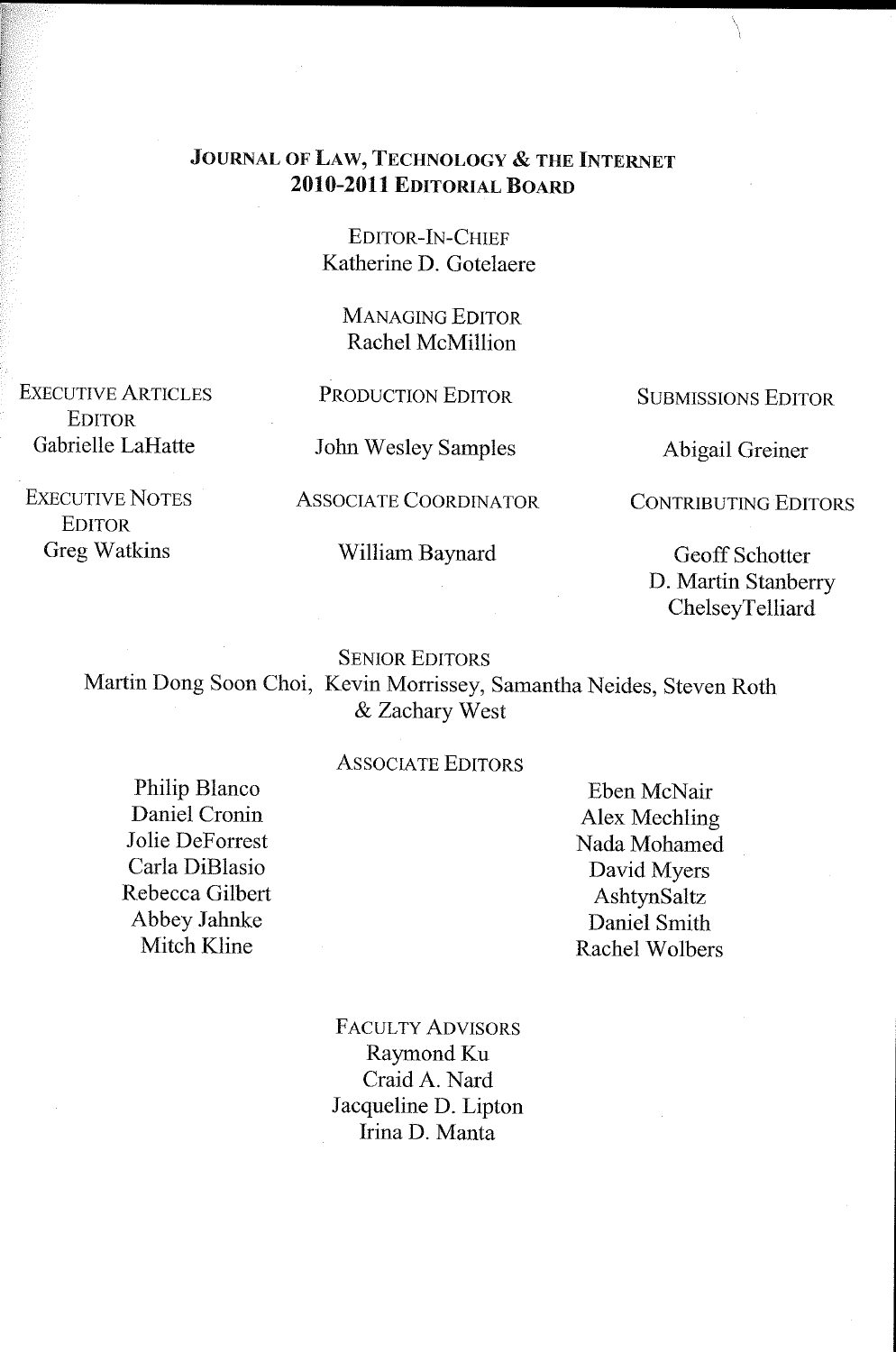# JOURNAL OF LAW, TECHNOLOGY & THE INTERNET
## 2010-2011 EDITORIAL BOARD

EDITOR-IN-CHIEF
Katherine D. Gotelaere

MANAGING EDITOR
Rachel McMillion

EXECUTIVE ARTICLES EDITOR
Gabrielle LaHatte

EXECUTIVE NOTES EDITOR
Greg Watkins

PRODUCTION EDITOR
John Wesley Samples

ASSOCIATE COORDINATOR
William Baynard

SUBMISSIONS EDITOR
Abigail Greiner

CONTRIBUTING EDITORS
Geoff Schotter
D. Martin Stanberry
ChelseyTelliard

SENIOR EDITORS
Martin Dong Soon Choi, Kevin Morrissey, Samantha Neides, Steven Roth & Zachary West

ASSOCIATE EDITORS
Philip Blanco
Daniel Cronin
Jolie DeForrest
Carla DiBlasio
Rebecca Gilbert
Abbey Jahnke
Mitch Kline
Eben McNair
Alex Mechling
Nada Mohamed
David Myers
AshtynSaltz
Daniel Smith
Rachel Wolbers

FACULTY ADVISORS
Raymond Ku
Craid A. Nard
Jacqueline D. Lipton
Irina D. Manta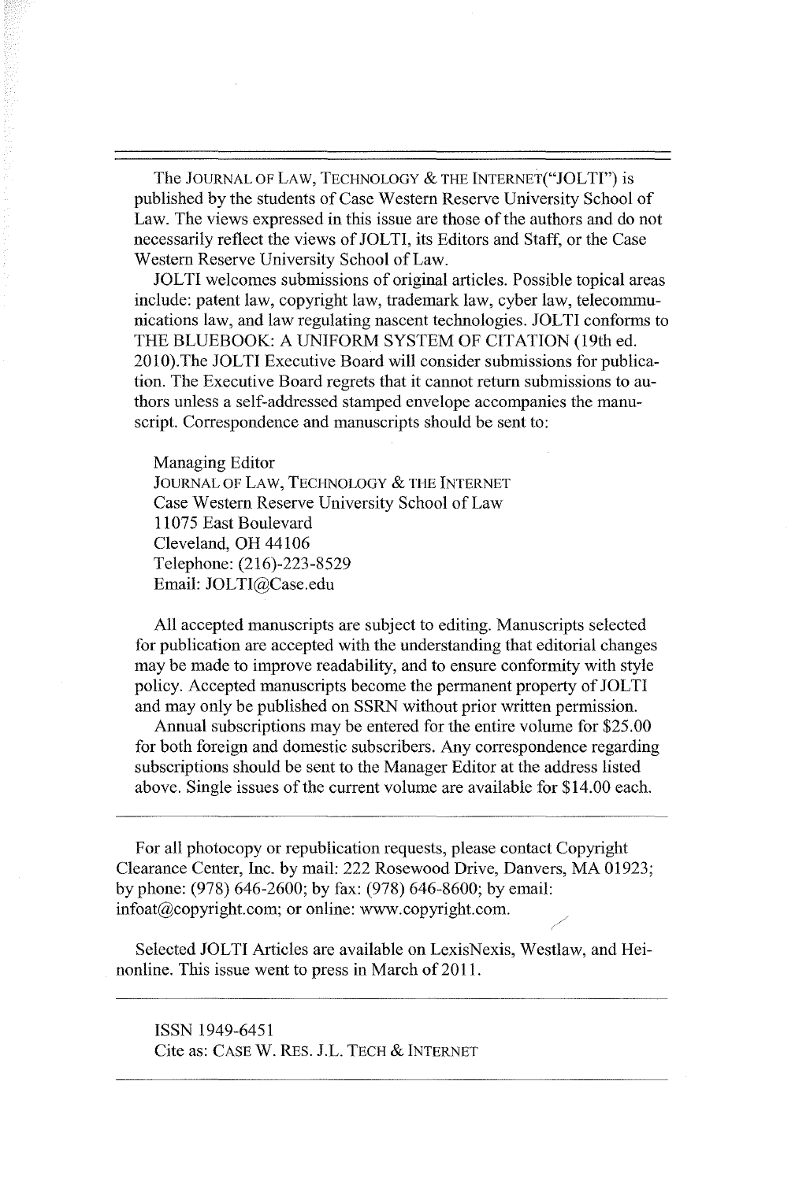The JOURNAL OF LAW, TECHNOLOGY & THE INTERNET("JOLTI") is published by the students of Case Western Reserve University School of Law. The views expressed in this issue are those of the authors and do not necessarily reflect the views of JOLTI, its Editors and Staff, or the Case Western Reserve University School of Law.

JOLTI welcomes submissions of original articles. Possible topical areas include: patent law, copyright law, trademark law, cyber law, telecommunications law, and law regulating nascent technologies. JOLTI conforms to THE BLUEBOOK: A UNIFORM SYSTEM OF CITATION (19th ed. 2010).The JOLTI Executive Board will consider submissions for publication. The Executive Board regrets that it cannot return submissions to authors unless a self-addressed stamped envelope accompanies the manuscript. Correspondence and manuscripts should be sent to:

Managing Editor
JOURNAL OF LAW, TECHNOLOGY & THE INTERNET
Case Western Reserve University School of Law
11075 East Boulevard
Cleveland, OH 44106
Telephone: (216)-223-8529
Email: JOLTI@Case.edu

All accepted manuscripts are subject to editing. Manuscripts selected for publication are accepted with the understanding that editorial changes may be made to improve readability, and to ensure conformity with style policy. Accepted manuscripts become the permanent property of JOLTI and may only be published on SSRN without prior written permission.

Annual subscriptions may be entered for the entire volume for $25.00 for both foreign and domestic subscribers. Any correspondence regarding subscriptions should be sent to the Manager Editor at the address listed above. Single issues of the current volume are available for $14.00 each.

---

For all photocopy or republication requests, please contact Copyright Clearance Center, Inc. by mail: 222 Rosewood Drive, Danvers, MA 01923; by phone: (978) 646-2600; by fax: (978) 646-8600; by email: infoat@copyright.com; or online: www.copyright.com.

Selected JOLTI Articles are available on LexisNexis, Westlaw, and Heinonline. This issue went to press in March of 2011.

---

ISSN 1949-6451
Cite as: CASE W. RES. J.L. TECH & INTERNET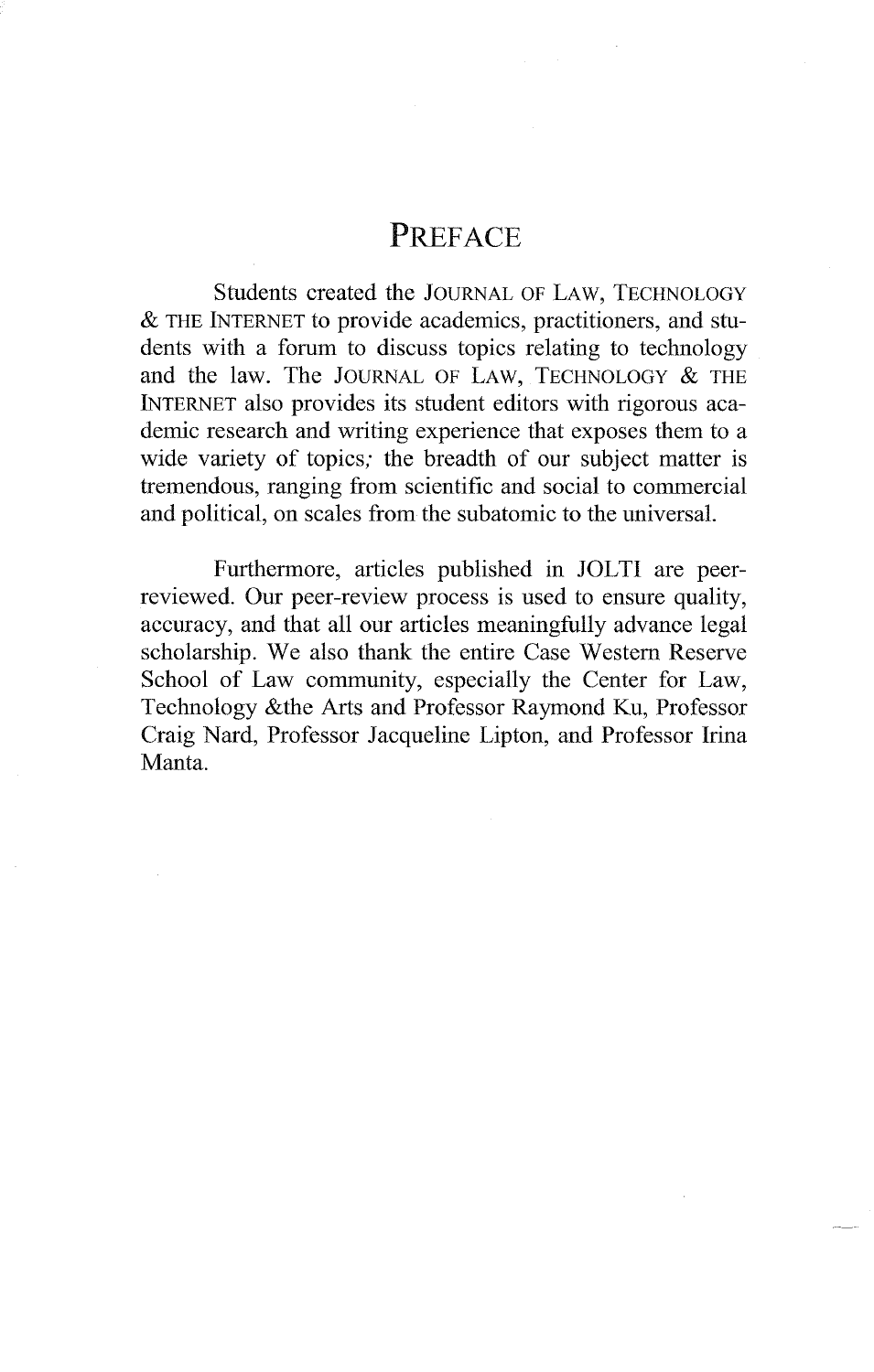# PREFACE

Students created the JOURNAL OF LAW, TECHNOLOGY & THE INTERNET to provide academics, practitioners, and students with a forum to discuss topics relating to technology and the law. The JOURNAL OF LAW, TECHNOLOGY & THE INTERNET also provides its student editors with rigorous academic research and writing experience that exposes them to a wide variety of topics; the breadth of our subject matter is tremendous, ranging from scientific and social to commercial and political, on scales from the subatomic to the universal.

Furthermore, articles published in JOLTI are peer-reviewed. Our peer-review process is used to ensure quality, accuracy, and that all our articles meaningfully advance legal scholarship. We also thank the entire Case Western Reserve School of Law community, especially the Center for Law, Technology &the Arts and Professor Raymond Ku, Professor Craig Nard, Professor Jacqueline Lipton, and Professor Irina Manta.